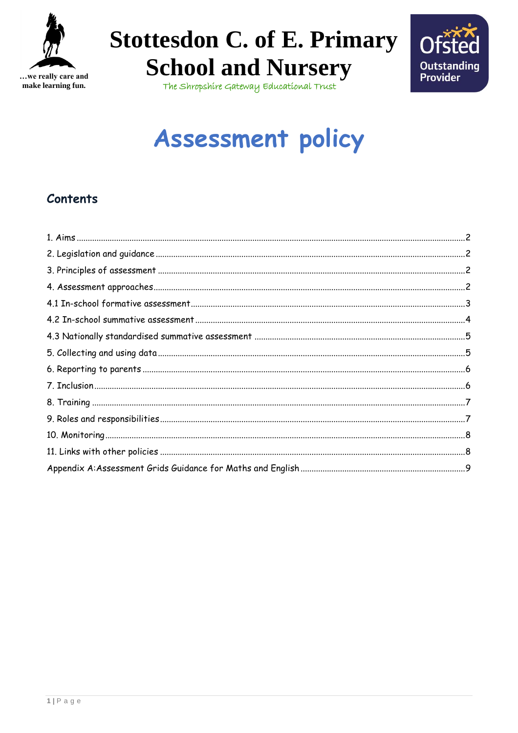…we really care and make learning fun.

# Stottesdon C. of E. Primary School and Nursery

The Shropshire Gateway Educational Trust

Ofsted Outstanding Provider

# Assessment policy

## Contents

1. Aims ..... 2
2. Legislation and guidance ..... 2
3. Principles of assessment ..... 2
4. Assessment approaches ..... 2
4.1 In-school formative assessment ..... 3
4.2 In-school summative assessment ..... 4
4.3 Nationally standardised summative assessment ..... 5
5. Collecting and using data ..... 5
6. Reporting to parents ..... 6
7. Inclusion ..... 6
8. Training ..... 7
9. Roles and responsibilities ..... 7
10. Monitoring ..... 8
11. Links with other policies ..... 8
Appendix A:Assessment Grids Guidance for Maths and English ..... 9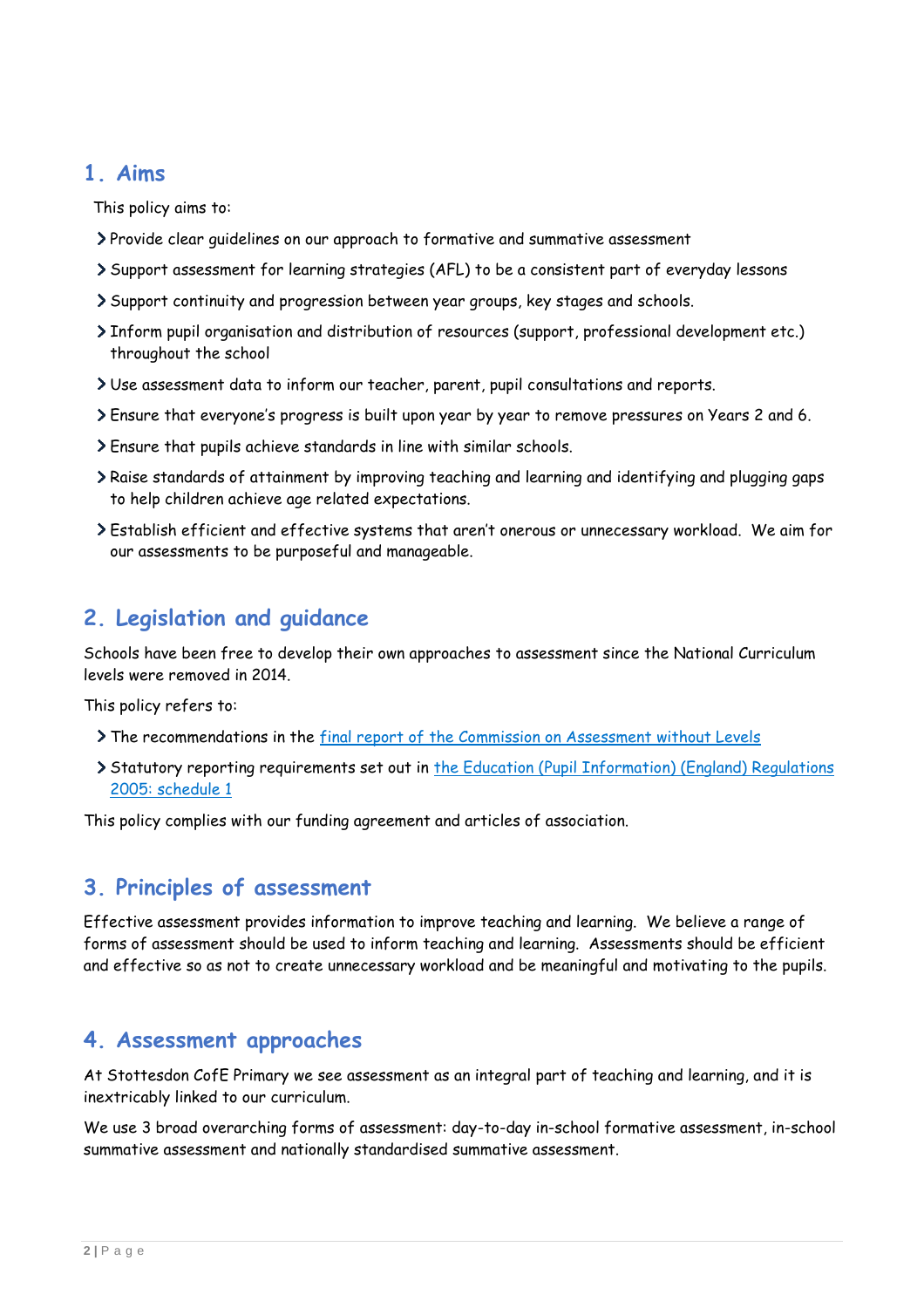## 1. Aims

This policy aims to:

- Provide clear guidelines on our approach to formative and summative assessment
- Support assessment for learning strategies (AFL) to be a consistent part of everyday lessons
- Support continuity and progression between year groups, key stages and schools.
- Inform pupil organisation and distribution of resources (support, professional development etc.) throughout the school
- Use assessment data to inform our teacher, parent, pupil consultations and reports.
- Ensure that everyone's progress is built upon year by year to remove pressures on Years 2 and 6.
- Ensure that pupils achieve standards in line with similar schools.
- Raise standards of attainment by improving teaching and learning and identifying and plugging gaps to help children achieve age related expectations.
- Establish efficient and effective systems that aren't onerous or unnecessary workload. We aim for our assessments to be purposeful and manageable.

## 2. Legislation and guidance

Schools have been free to develop their own approaches to assessment since the National Curriculum levels were removed in 2014.

This policy refers to:

- The recommendations in the final report of the Commission on Assessment without Levels
- Statutory reporting requirements set out in the Education (Pupil Information) (England) Regulations 2005: schedule 1

This policy complies with our funding agreement and articles of association.

## 3. Principles of assessment

Effective assessment provides information to improve teaching and learning. We believe a range of forms of assessment should be used to inform teaching and learning. Assessments should be efficient and effective so as not to create unnecessary workload and be meaningful and motivating to the pupils.

## 4. Assessment approaches

At Stottesdon CofE Primary we see assessment as an integral part of teaching and learning, and it is inextricably linked to our curriculum.

We use 3 broad overarching forms of assessment: day-to-day in-school formative assessment, in-school summative assessment and nationally standardised summative assessment.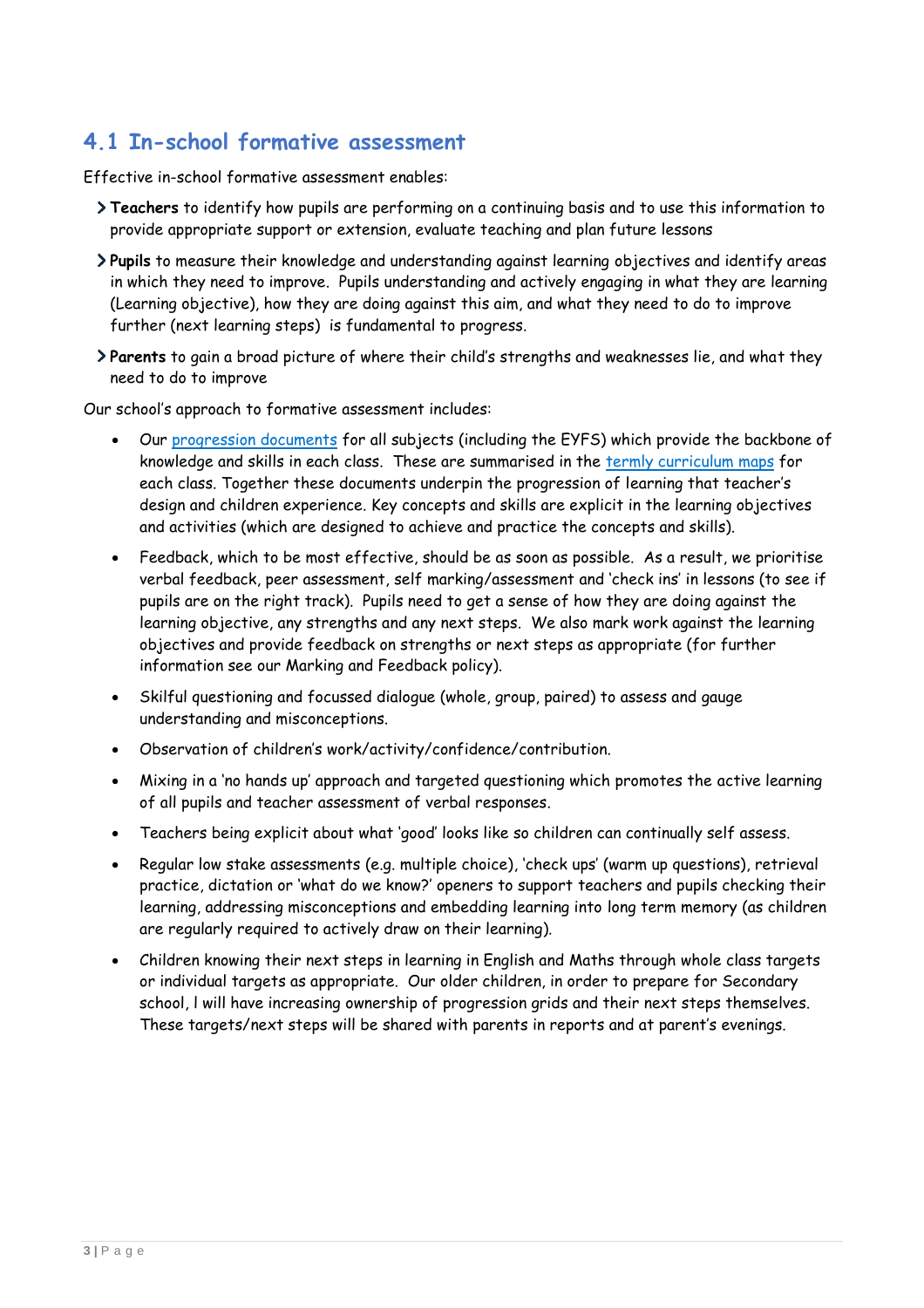## 4.1 In-school formative assessment

Effective in-school formative assessment enables:

- **Teachers** to identify how pupils are performing on a continuing basis and to use this information to provide appropriate support or extension, evaluate teaching and plan future lessons
- **Pupils** to measure their knowledge and understanding against learning objectives and identify areas in which they need to improve. Pupils understanding and actively engaging in what they are learning (Learning objective), how they are doing against this aim, and what they need to do to improve further (next learning steps) is fundamental to progress.
- **Parents** to gain a broad picture of where their child's strengths and weaknesses lie, and what they need to do to improve

Our school's approach to formative assessment includes:

- Our progression documents for all subjects (including the EYFS) which provide the backbone of knowledge and skills in each class. These are summarised in the termly curriculum maps for each class. Together these documents underpin the progression of learning that teacher's design and children experience. Key concepts and skills are explicit in the learning objectives and activities (which are designed to achieve and practice the concepts and skills).
- Feedback, which to be most effective, should be as soon as possible. As a result, we prioritise verbal feedback, peer assessment, self marking/assessment and 'check ins' in lessons (to see if pupils are on the right track). Pupils need to get a sense of how they are doing against the learning objective, any strengths and any next steps. We also mark work against the learning objectives and provide feedback on strengths or next steps as appropriate (for further information see our Marking and Feedback policy).
- Skilful questioning and focussed dialogue (whole, group, paired) to assess and gauge understanding and misconceptions.
- Observation of children's work/activity/confidence/contribution.
- Mixing in a 'no hands up' approach and targeted questioning which promotes the active learning of all pupils and teacher assessment of verbal responses.
- Teachers being explicit about what 'good' looks like so children can continually self assess.
- Regular low stake assessments (e.g. multiple choice), 'check ups' (warm up questions), retrieval practice, dictation or 'what do we know?' openers to support teachers and pupils checking their learning, addressing misconceptions and embedding learning into long term memory (as children are regularly required to actively draw on their learning).
- Children knowing their next steps in learning in English and Maths through whole class targets or individual targets as appropriate. Our older children, in order to prepare for Secondary school, l will have increasing ownership of progression grids and their next steps themselves. These targets/next steps will be shared with parents in reports and at parent's evenings.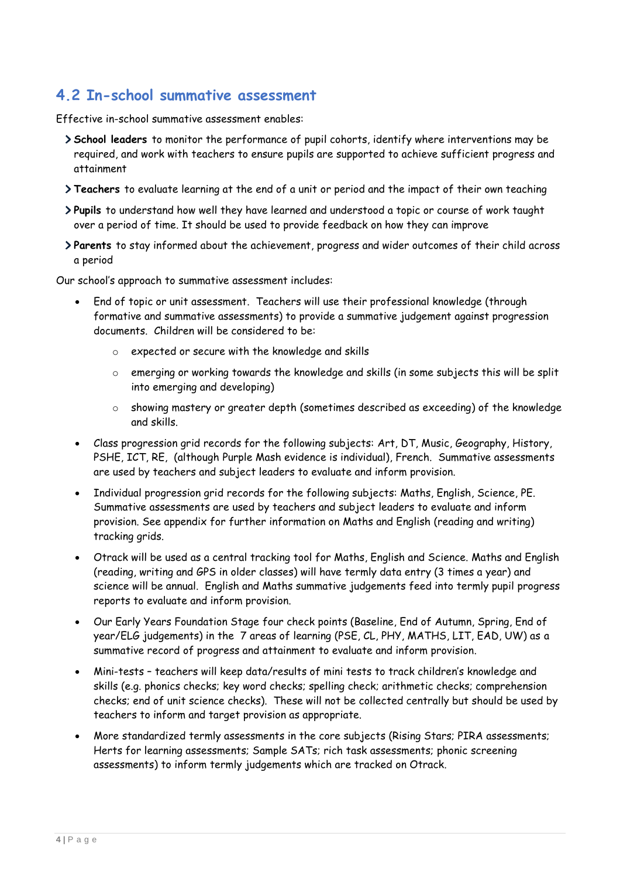## 4.2 In-school summative assessment

Effective in-school summative assessment enables:

- **School leaders** to monitor the performance of pupil cohorts, identify where interventions may be required, and work with teachers to ensure pupils are supported to achieve sufficient progress and attainment
- **Teachers** to evaluate learning at the end of a unit or period and the impact of their own teaching
- **Pupils** to understand how well they have learned and understood a topic or course of work taught over a period of time. It should be used to provide feedback on how they can improve
- **Parents** to stay informed about the achievement, progress and wider outcomes of their child across a period

Our school's approach to summative assessment includes:

- End of topic or unit assessment. Teachers will use their professional knowledge (through formative and summative assessments) to provide a summative judgement against progression documents. Children will be considered to be:
  - expected or secure with the knowledge and skills
  - emerging or working towards the knowledge and skills (in some subjects this will be split into emerging and developing)
  - showing mastery or greater depth (sometimes described as exceeding) of the knowledge and skills.
- Class progression grid records for the following subjects: Art, DT, Music, Geography, History, PSHE, ICT, RE, (although Purple Mash evidence is individual), French. Summative assessments are used by teachers and subject leaders to evaluate and inform provision.
- Individual progression grid records for the following subjects: Maths, English, Science, PE. Summative assessments are used by teachers and subject leaders to evaluate and inform provision. See appendix for further information on Maths and English (reading and writing) tracking grids.
- Otrack will be used as a central tracking tool for Maths, English and Science. Maths and English (reading, writing and GPS in older classes) will have termly data entry (3 times a year) and science will be annual. English and Maths summative judgements feed into termly pupil progress reports to evaluate and inform provision.
- Our Early Years Foundation Stage four check points (Baseline, End of Autumn, Spring, End of year/ELG judgements) in the 7 areas of learning (PSE, CL, PHY, MATHS, LIT, EAD, UW) as a summative record of progress and attainment to evaluate and inform provision.
- Mini-tests – teachers will keep data/results of mini tests to track children's knowledge and skills (e.g. phonics checks; key word checks; spelling check; arithmetic checks; comprehension checks; end of unit science checks). These will not be collected centrally but should be used by teachers to inform and target provision as appropriate.
- More standardized termly assessments in the core subjects (Rising Stars; PIRA assessments; Herts for learning assessments; Sample SATs; rich task assessments; phonic screening assessments) to inform termly judgements which are tracked on Otrack.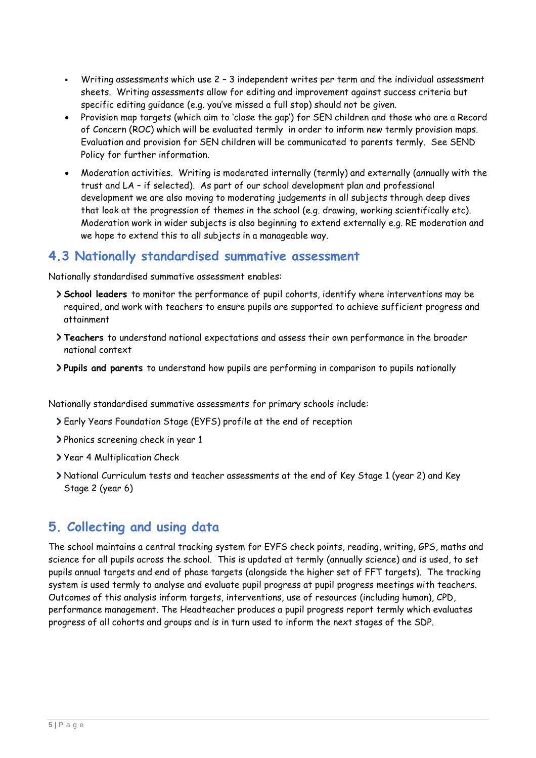- Writing assessments which use 2 – 3 independent writes per term and the individual assessment sheets. Writing assessments allow for editing and improvement against success criteria but specific editing guidance (e.g. you've missed a full stop) should not be given.
- Provision map targets (which aim to 'close the gap') for SEN children and those who are a Record of Concern (ROC) which will be evaluated termly in order to inform new termly provision maps. Evaluation and provision for SEN children will be communicated to parents termly. See SEND Policy for further information.
- Moderation activities. Writing is moderated internally (termly) and externally (annually with the trust and LA – if selected). As part of our school development plan and professional development we are also moving to moderating judgements in all subjects through deep dives that look at the progression of themes in the school (e.g. drawing, working scientifically etc). Moderation work in wider subjects is also beginning to extend externally e.g. RE moderation and we hope to extend this to all subjects in a manageable way.

## 4.3 Nationally standardised summative assessment

Nationally standardised summative assessment enables:

- **School leaders** to monitor the performance of pupil cohorts, identify where interventions may be required, and work with teachers to ensure pupils are supported to achieve sufficient progress and attainment
- **Teachers** to understand national expectations and assess their own performance in the broader national context
- **Pupils and parents** to understand how pupils are performing in comparison to pupils nationally

Nationally standardised summative assessments for primary schools include:

- Early Years Foundation Stage (EYFS) profile at the end of reception
- Phonics screening check in year 1
- Year 4 Multiplication Check
- National Curriculum tests and teacher assessments at the end of Key Stage 1 (year 2) and Key Stage 2 (year 6)

## 5. Collecting and using data

The school maintains a central tracking system for EYFS check points, reading, writing, GPS, maths and science for all pupils across the school. This is updated at termly (annually science) and is used, to set pupils annual targets and end of phase targets (alongside the higher set of FFT targets). The tracking system is used termly to analyse and evaluate pupil progress at pupil progress meetings with teachers. Outcomes of this analysis inform targets, interventions, use of resources (including human), CPD, performance management. The Headteacher produces a pupil progress report termly which evaluates progress of all cohorts and groups and is in turn used to inform the next stages of the SDP.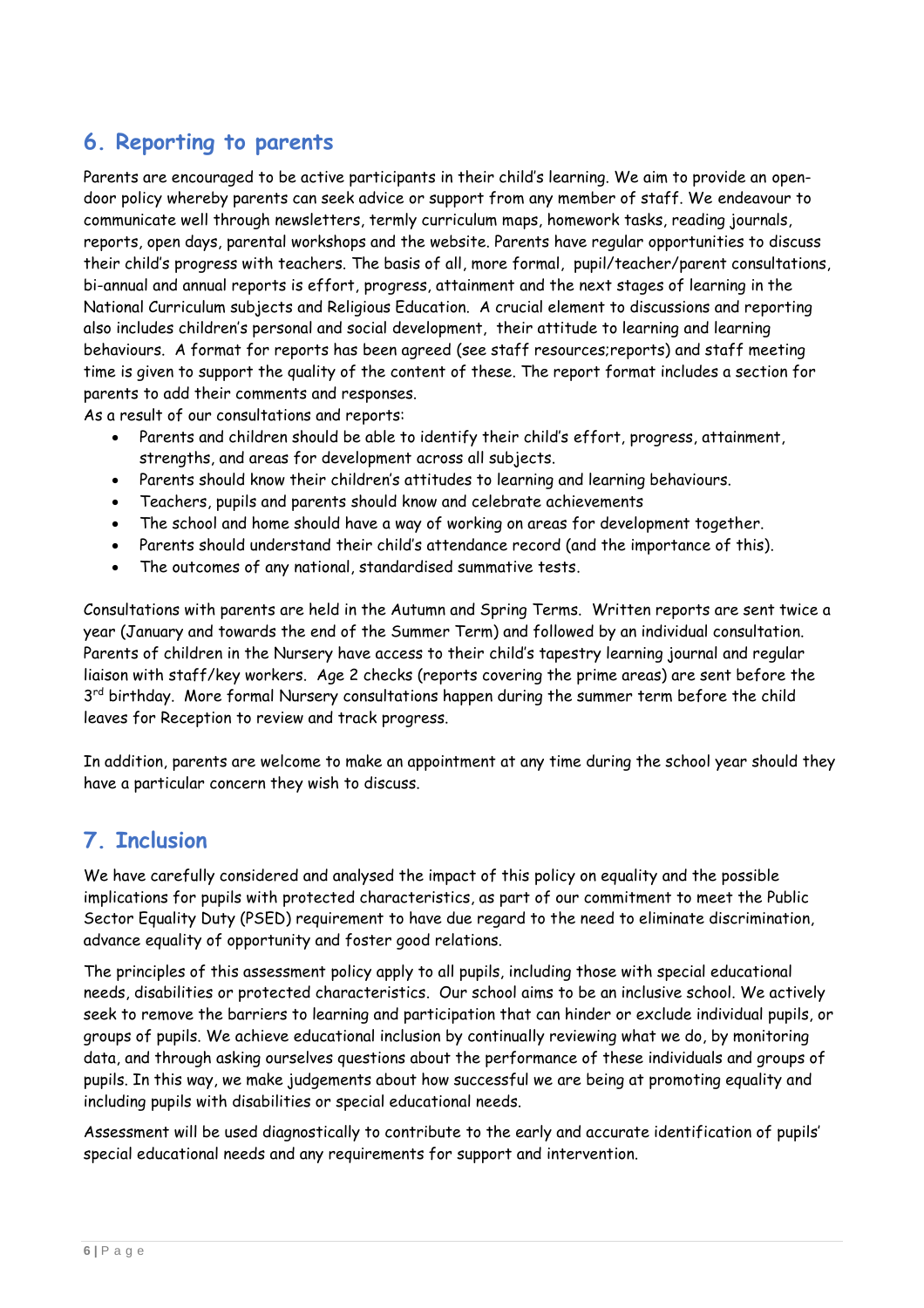## 6. Reporting to parents

Parents are encouraged to be active participants in their child's learning. We aim to provide an open-door policy whereby parents can seek advice or support from any member of staff. We endeavour to communicate well through newsletters, termly curriculum maps, homework tasks, reading journals, reports, open days, parental workshops and the website. Parents have regular opportunities to discuss their child's progress with teachers. The basis of all, more formal, pupil/teacher/parent consultations, bi-annual and annual reports is effort, progress, attainment and the next stages of learning in the National Curriculum subjects and Religious Education. A crucial element to discussions and reporting also includes children's personal and social development, their attitude to learning and learning behaviours. A format for reports has been agreed (see staff resources;reports) and staff meeting time is given to support the quality of the content of these. The report format includes a section for parents to add their comments and responses.

As a result of our consultations and reports:

- Parents and children should be able to identify their child's effort, progress, attainment, strengths, and areas for development across all subjects.
- Parents should know their children's attitudes to learning and learning behaviours.
- Teachers, pupils and parents should know and celebrate achievements
- The school and home should have a way of working on areas for development together.
- Parents should understand their child's attendance record (and the importance of this).
- The outcomes of any national, standardised summative tests.

Consultations with parents are held in the Autumn and Spring Terms. Written reports are sent twice a year (January and towards the end of the Summer Term) and followed by an individual consultation. Parents of children in the Nursery have access to their child's tapestry learning journal and regular liaison with staff/key workers. Age 2 checks (reports covering the prime areas) are sent before the 3rd birthday. More formal Nursery consultations happen during the summer term before the child leaves for Reception to review and track progress.

In addition, parents are welcome to make an appointment at any time during the school year should they have a particular concern they wish to discuss.

## 7. Inclusion

We have carefully considered and analysed the impact of this policy on equality and the possible implications for pupils with protected characteristics, as part of our commitment to meet the Public Sector Equality Duty (PSED) requirement to have due regard to the need to eliminate discrimination, advance equality of opportunity and foster good relations.

The principles of this assessment policy apply to all pupils, including those with special educational needs, disabilities or protected characteristics. Our school aims to be an inclusive school. We actively seek to remove the barriers to learning and participation that can hinder or exclude individual pupils, or groups of pupils. We achieve educational inclusion by continually reviewing what we do, by monitoring data, and through asking ourselves questions about the performance of these individuals and groups of pupils. In this way, we make judgements about how successful we are being at promoting equality and including pupils with disabilities or special educational needs.

Assessment will be used diagnostically to contribute to the early and accurate identification of pupils' special educational needs and any requirements for support and intervention.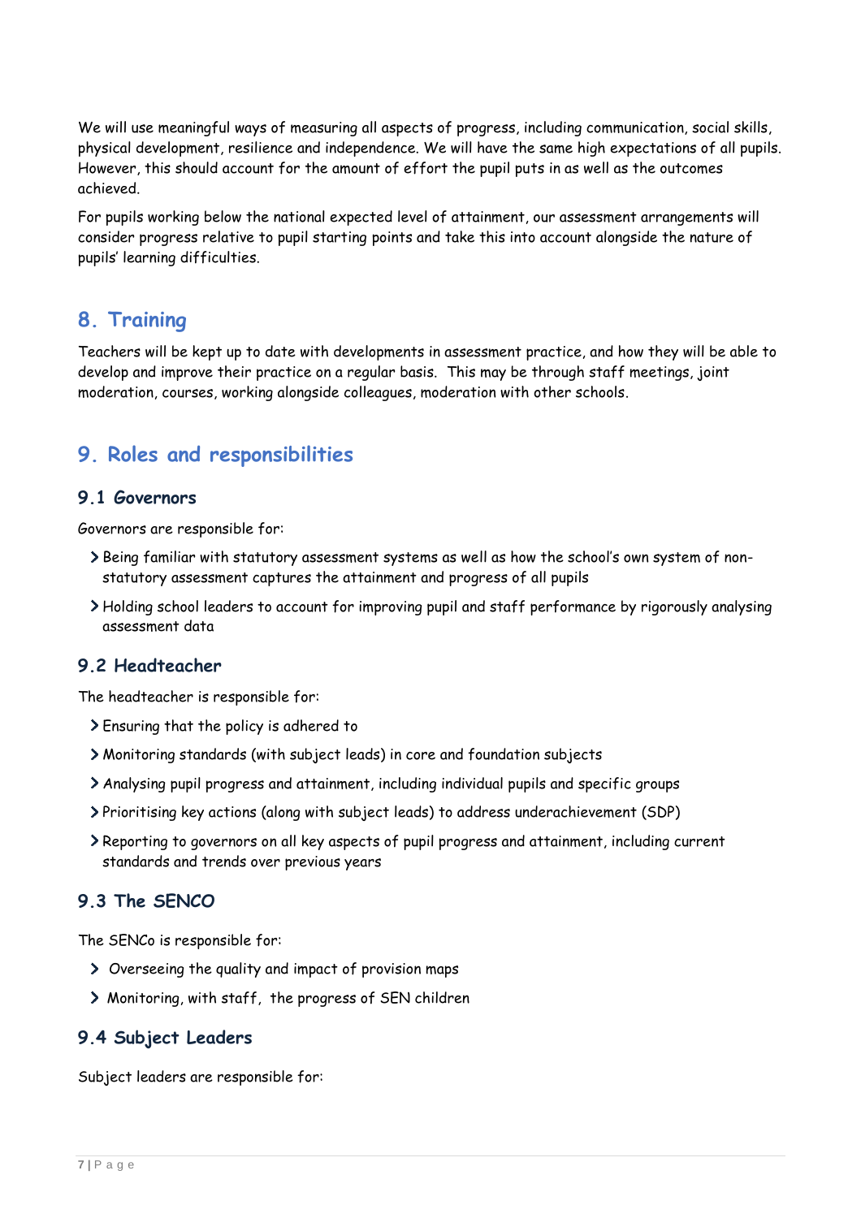We will use meaningful ways of measuring all aspects of progress, including communication, social skills, physical development, resilience and independence. We will have the same high expectations of all pupils. However, this should account for the amount of effort the pupil puts in as well as the outcomes achieved.

For pupils working below the national expected level of attainment, our assessment arrangements will consider progress relative to pupil starting points and take this into account alongside the nature of pupils' learning difficulties.

## 8. Training

Teachers will be kept up to date with developments in assessment practice, and how they will be able to develop and improve their practice on a regular basis. This may be through staff meetings, joint moderation, courses, working alongside colleagues, moderation with other schools.

## 9. Roles and responsibilities

### 9.1 Governors

Governors are responsible for:

- Being familiar with statutory assessment systems as well as how the school's own system of non-statutory assessment captures the attainment and progress of all pupils
- Holding school leaders to account for improving pupil and staff performance by rigorously analysing assessment data

### 9.2 Headteacher

The headteacher is responsible for:

- Ensuring that the policy is adhered to
- Monitoring standards (with subject leads) in core and foundation subjects
- Analysing pupil progress and attainment, including individual pupils and specific groups
- Prioritising key actions (along with subject leads) to address underachievement (SDP)
- Reporting to governors on all key aspects of pupil progress and attainment, including current standards and trends over previous years

### 9.3 The SENCO

The SENCo is responsible for:

- Overseeing the quality and impact of provision maps
- Monitoring, with staff, the progress of SEN children

### 9.4 Subject Leaders

Subject leaders are responsible for: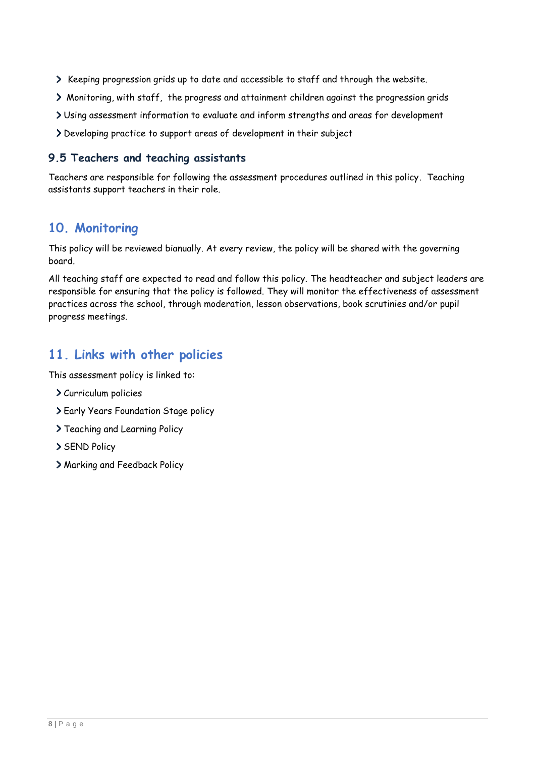- Keeping progression grids up to date and accessible to staff and through the website.
- Monitoring, with staff, the progress and attainment children against the progression grids
- Using assessment information to evaluate and inform strengths and areas for development
- Developing practice to support areas of development in their subject

### 9.5 Teachers and teaching assistants

Teachers are responsible for following the assessment procedures outlined in this policy. Teaching assistants support teachers in their role.

## 10. Monitoring

This policy will be reviewed bianually. At every review, the policy will be shared with the governing board.

All teaching staff are expected to read and follow this policy. The headteacher and subject leaders are responsible for ensuring that the policy is followed. They will monitor the effectiveness of assessment practices across the school, through moderation, lesson observations, book scrutinies and/or pupil progress meetings.

## 11. Links with other policies

This assessment policy is linked to:

- Curriculum policies
- Early Years Foundation Stage policy
- Teaching and Learning Policy
- SEND Policy
- Marking and Feedback Policy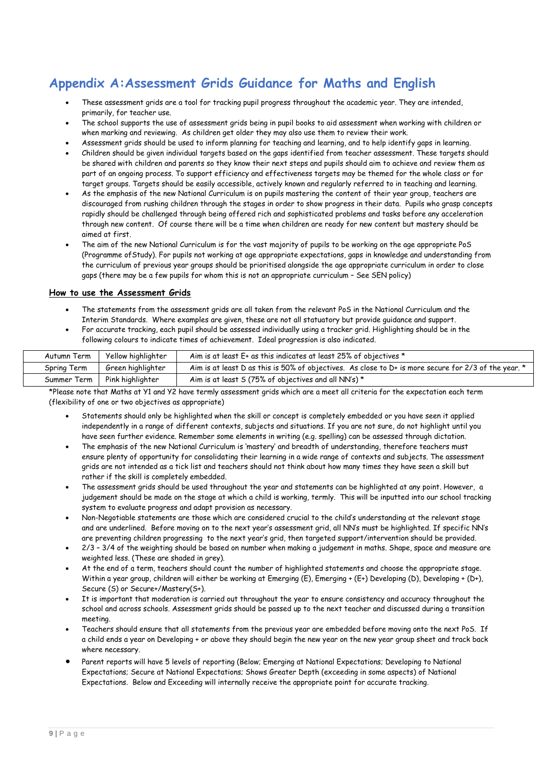# Appendix A: Assessment Grids Guidance for Maths and English

- These assessment grids are a tool for tracking pupil progress throughout the academic year. They are intended, primarily, for teacher use.
- The school supports the use of assessment grids being in pupil books to aid assessment when working with children or when marking and reviewing. As children get older they may also use them to review their work.
- Assessment grids should be used to inform planning for teaching and learning, and to help identify gaps in learning.
- Children should be given individual targets based on the gaps identified from teacher assessment. These targets should be shared with children and parents so they know their next steps and pupils should aim to achieve and review them as part of an ongoing process. To support efficiency and effectiveness targets may be themed for the whole class or for target groups. Targets should be easily accessible, actively known and regularly referred to in teaching and learning.
- As the emphasis of the new National Curriculum is on pupils mastering the content of their year group, teachers are discouraged from rushing children through the stages in order to show progress in their data. Pupils who grasp concepts rapidly should be challenged through being offered rich and sophisticated problems and tasks before any acceleration through new content. Of course there will be a time when children are ready for new content but mastery should be aimed at first.
- The aim of the new National Curriculum is for the vast majority of pupils to be working on the age appropriate PoS (Programme of Study). For pupils not working at age appropriate expectations, gaps in knowledge and understanding from the curriculum of previous year groups should be prioritised alongside the age appropriate curriculum in order to close gaps (there may be a few pupils for whom this is not an appropriate curriculum – See SEN policy)

## How to use the Assessment Grids

- The statements from the assessment grids are all taken from the relevant PoS in the National Curriculum and the Interim Standards. Where examples are given, these are not all statutory but provide guidance and support.
- For accurate tracking, each pupil should be assessed individually using a tracker grid. Highlighting should be in the following colours to indicate times of achievement. Ideal progression is also indicated.

| | | |
|---|---|---|
| Autumn Term | Yellow highlighter | Aim is at least E+ as this indicates at least 25% of objectives * |
| Spring Term | Green highlighter | Aim is at least D as this is 50% of objectives. As close to D+ is more secure for 2/3 of the year. * |
| Summer Term | Pink highlighter | Aim is at least S (75% of objectives and all NN's) * |

*Please note that Maths at Y1 and Y2 have termly assessment grids which are a meet all criteria for the expectation each term (flexibility of one or two objectives as appropriate)

- Statements should only be highlighted when the skill or concept is completely embedded or you have seen it applied independently in a range of different contexts, subjects and situations. If you are not sure, do not highlight until you have seen further evidence. Remember some elements in writing (e.g. spelling) can be assessed through dictation.
- The emphasis of the new National Curriculum is 'mastery' and breadth of understanding, therefore teachers must ensure plenty of opportunity for consolidating their learning in a wide range of contexts and subjects. The assessment grids are not intended as a tick list and teachers should not think about how many times they have seen a skill but rather if the skill is completely embedded.
- The assessment grids should be used throughout the year and statements can be highlighted at any point. However, a judgement should be made on the stage at which a child is working, termly. This will be inputted into our school tracking system to evaluate progress and adapt provision as necessary.
- Non-Negotiable statements are those which are considered crucial to the child's understanding at the relevant stage and are underlined. Before moving on to the next year's assessment grid, all NN's must be highlighted. If specific NN's are preventing children progressing to the next year's grid, then targeted support/intervention should be provided.
- 2/3 – 3/4 of the weighting should be based on number when making a judgement in maths. Shape, space and measure are weighted less. (These are shaded in grey).
- At the end of a term, teachers should count the number of highlighted statements and choose the appropriate stage. Within a year group, children will either be working at Emerging (E), Emerging + (E+) Developing (D), Developing + (D+), Secure (S) or Secure+/Mastery(S+).
- It is important that moderation is carried out throughout the year to ensure consistency and accuracy throughout the school and across schools. Assessment grids should be passed up to the next teacher and discussed during a transition meeting.
- Teachers should ensure that all statements from the previous year are embedded before moving onto the next PoS. If a child ends a year on Developing + or above they should begin the new year on the new year group sheet and track back where necessary.
- Parent reports will have 5 levels of reporting (Below; Emerging at National Expectations; Developing to National Expectations; Secure at National Expectations; Shows Greater Depth (exceeding in some aspects) of National Expectations. Below and Exceeding will internally receive the appropriate point for accurate tracking.